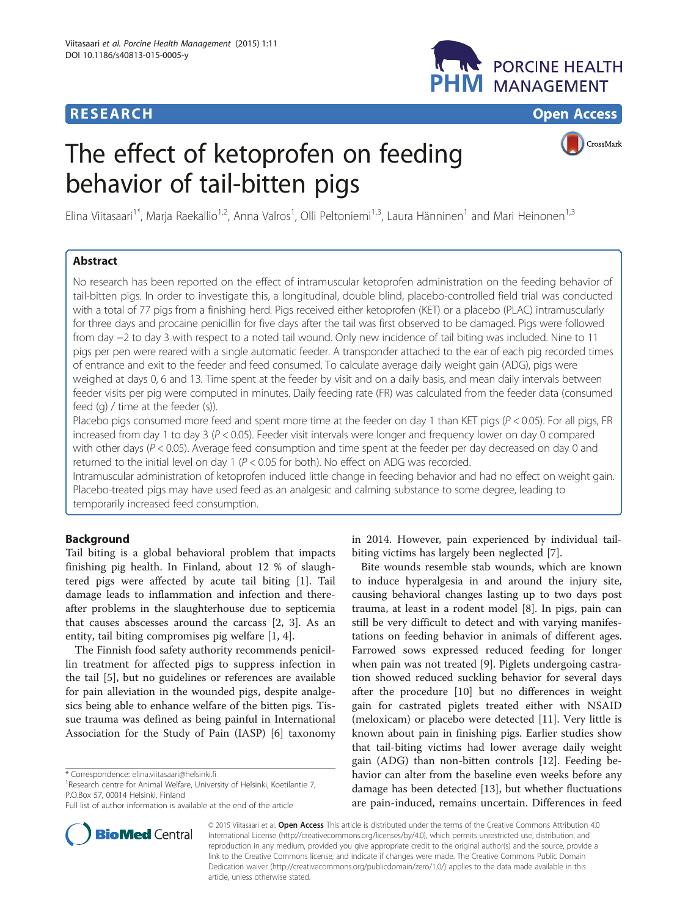**RESEARCH** **Open Access**

# The effect of ketoprofen on feeding behavior of tail-bitten pigs

Elina Viitasaari[1*], Marja Raekallio[1,2], Anna Valros[1], Olli Peltoniemi[1,3], Laura Hänninen[1] and Mari Heinonen[1,3]

## Abstract

No research has been reported on the effect of intramuscular ketoprofen administration on the feeding behavior of tail-bitten pigs. In order to investigate this, a longitudinal, double blind, placebo-controlled field trial was conducted with a total of 77 pigs from a finishing herd. Pigs received either ketoprofen (KET) or a placebo (PLAC) intramuscularly for three days and procaine penicillin for five days after the tail was first observed to be damaged. Pigs were followed from day −2 to day 3 with respect to a noted tail wound. Only new incidence of tail biting was included. Nine to 11 pigs per pen were reared with a single automatic feeder. A transponder attached to the ear of each pig recorded times of entrance and exit to the feeder and feed consumed. To calculate average daily weight gain (ADG), pigs were weighed at days 0, 6 and 13. Time spent at the feeder by visit and on a daily basis, and mean daily intervals between feeder visits per pig were computed in minutes. Daily feeding rate (FR) was calculated from the feeder data (consumed feed (g) / time at the feeder (s)).

Placebo pigs consumed more feed and spent more time at the feeder on day 1 than KET pigs ($P < 0.05$). For all pigs, FR increased from day 1 to day 3 ($P < 0.05$). Feeder visit intervals were longer and frequency lower on day 0 compared with other days ($P < 0.05$). Average feed consumption and time spent at the feeder per day decreased on day 0 and returned to the initial level on day 1 ($P < 0.05$ for both). No effect on ADG was recorded.

Intramuscular administration of ketoprofen induced little change in feeding behavior and had no effect on weight gain. Placebo-treated pigs may have used feed as an analgesic and calming substance to some degree, leading to temporarily increased feed consumption.

## Background

Tail biting is a global behavioral problem that impacts finishing pig health. In Finland, about 12 % of slaughtered pigs were affected by acute tail biting [1]. Tail damage leads to inflammation and infection and thereafter problems in the slaughterhouse due to septicemia that causes abscesses around the carcass [2, 3]. As an entity, tail biting compromises pig welfare [1, 4].

The Finnish food safety authority recommends penicillin treatment for affected pigs to suppress infection in the tail [5], but no guidelines or references are available for pain alleviation in the wounded pigs, despite analgesics being able to enhance welfare of the bitten pigs. Tissue trauma was defined as being painful in International Association for the Study of Pain (IASP) [6] taxonomy in 2014. However, pain experienced by individual tail-biting victims has largely been neglected [7].

Bite wounds resemble stab wounds, which are known to induce hyperalgesia in and around the injury site, causing behavioral changes lasting up to two days post trauma, at least in a rodent model [8]. In pigs, pain can still be very difficult to detect and with varying manifestations on feeding behavior in animals of different ages. Farrowed sows expressed reduced feeding for longer when pain was not treated [9]. Piglets undergoing castration showed reduced suckling behavior for several days after the procedure [10] but no differences in weight gain for castrated piglets treated either with NSAID (meloxicam) or placebo were detected [11]. Very little is known about pain in finishing pigs. Earlier studies show that tail-biting victims had lower average daily weight gain (ADG) than non-bitten controls [12]. Feeding behavior can alter from the baseline even weeks before any damage has been detected [13], but whether fluctuations are pain-induced, remains uncertain. Differences in feed

\* Correspondence: elina.viitasaari@helsinki.fi
[1]Research centre for Animal Welfare, University of Helsinki, Koetilantie 7, P.O.Box 57, 00014 Helsinki, Finland
Full list of author information is available at the end of the article

© 2015 Viitasaari et al. **Open Access** This article is distributed under the terms of the Creative Commons Attribution 4.0 International License (http://creativecommons.org/licenses/by/4.0/), which permits unrestricted use, distribution, and reproduction in any medium, provided you give appropriate credit to the original author(s) and the source, provide a link to the Creative Commons license, and indicate if changes were made. The Creative Commons Public Domain Dedication waiver (http://creativecommons.org/publicdomain/zero/1.0/) applies to the data made available in this article, unless otherwise stated.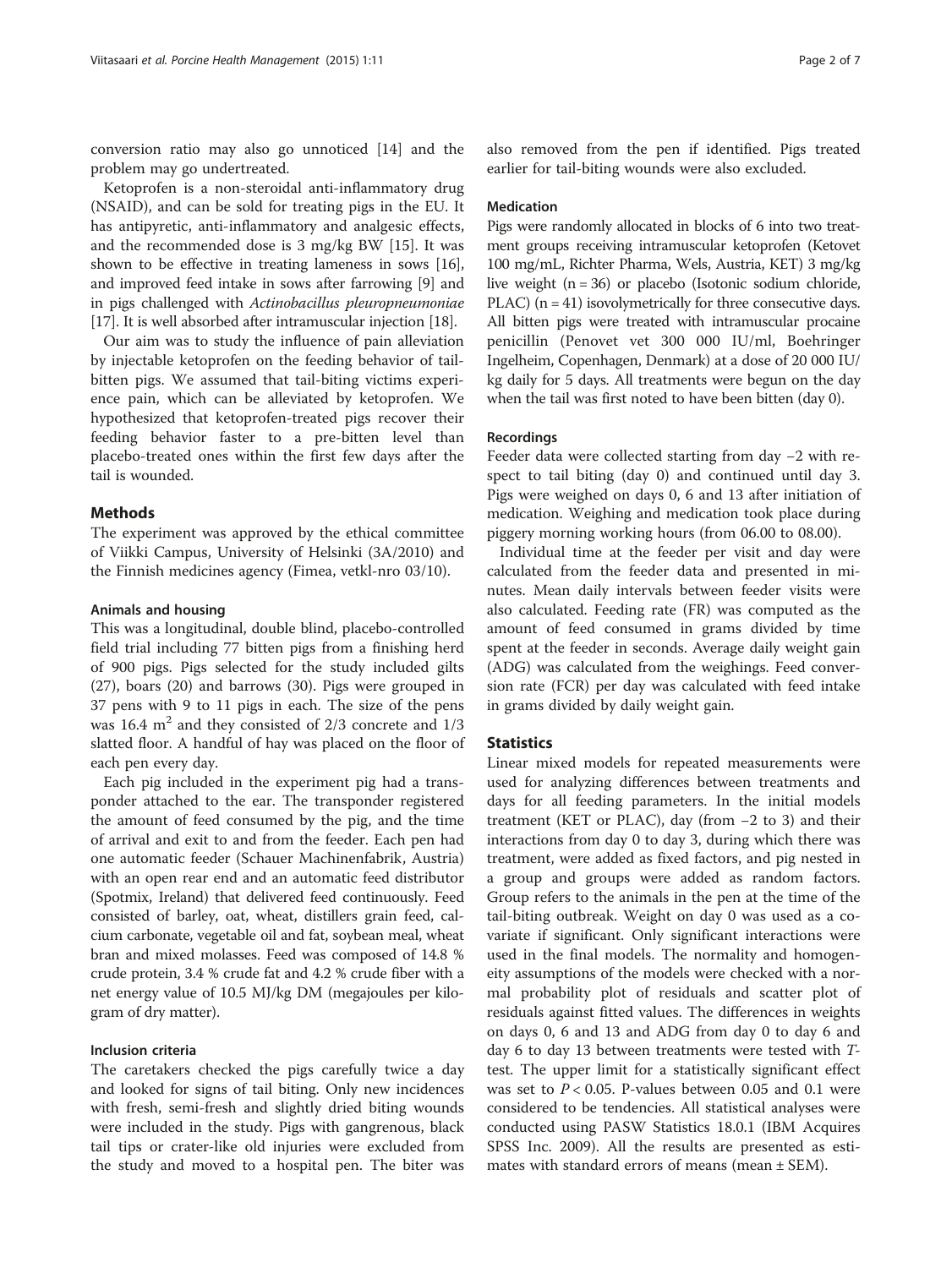conversion ratio may also go unnoticed [14] and the problem may go undertreated.

Ketoprofen is a non-steroidal anti-inflammatory drug (NSAID), and can be sold for treating pigs in the EU. It has antipyretic, anti-inflammatory and analgesic effects, and the recommended dose is 3 mg/kg BW [15]. It was shown to be effective in treating lameness in sows [16], and improved feed intake in sows after farrowing [9] and in pigs challenged with *Actinobacillus pleuropneumoniae* [17]. It is well absorbed after intramuscular injection [18].

Our aim was to study the influence of pain alleviation by injectable ketoprofen on the feeding behavior of tail-bitten pigs. We assumed that tail-biting victims experience pain, which can be alleviated by ketoprofen. We hypothesized that ketoprofen-treated pigs recover their feeding behavior faster to a pre-bitten level than placebo-treated ones within the first few days after the tail is wounded.

## Methods

The experiment was approved by the ethical committee of Viikki Campus, University of Helsinki (3A/2010) and the Finnish medicines agency (Fimea, vetkl-nro 03/10).

### Animals and housing

This was a longitudinal, double blind, placebo-controlled field trial including 77 bitten pigs from a finishing herd of 900 pigs. Pigs selected for the study included gilts (27), boars (20) and barrows (30). Pigs were grouped in 37 pens with 9 to 11 pigs in each. The size of the pens was 16.4 $m^2$ and they consisted of 2/3 concrete and 1/3 slatted floor. A handful of hay was placed on the floor of each pen every day.

Each pig included in the experiment pig had a transponder attached to the ear. The transponder registered the amount of feed consumed by the pig, and the time of arrival and exit to and from the feeder. Each pen had one automatic feeder (Schauer Machinenfabrik, Austria) with an open rear end and an automatic feed distributor (Spotmix, Ireland) that delivered feed continuously. Feed consisted of barley, oat, wheat, distillers grain feed, calcium carbonate, vegetable oil and fat, soybean meal, wheat bran and mixed molasses. Feed was composed of 14.8 % crude protein, 3.4 % crude fat and 4.2 % crude fiber with a net energy value of 10.5 MJ/kg DM (megajoules per kilogram of dry matter).

### Inclusion criteria

The caretakers checked the pigs carefully twice a day and looked for signs of tail biting. Only new incidences with fresh, semi-fresh and slightly dried biting wounds were included in the study. Pigs with gangrenous, black tail tips or crater-like old injuries were excluded from the study and moved to a hospital pen. The biter was also removed from the pen if identified. Pigs treated earlier for tail-biting wounds were also excluded.

### Medication

Pigs were randomly allocated in blocks of 6 into two treatment groups receiving intramuscular ketoprofen (Ketovet 100 mg/mL, Richter Pharma, Wels, Austria, KET) 3 mg/kg live weight (n = 36) or placebo (Isotonic sodium chloride, PLAC) (n = 41) isovolymetrically for three consecutive days. All bitten pigs were treated with intramuscular procaine penicillin (Penovet vet 300 000 IU/ml, Boehringer Ingelheim, Copenhagen, Denmark) at a dose of 20 000 IU/kg daily for 5 days. All treatments were begun on the day when the tail was first noted to have been bitten (day 0).

### Recordings

Feeder data were collected starting from day −2 with respect to tail biting (day 0) and continued until day 3. Pigs were weighed on days 0, 6 and 13 after initiation of medication. Weighing and medication took place during piggery morning working hours (from 06.00 to 08.00).

Individual time at the feeder per visit and day were calculated from the feeder data and presented in minutes. Mean daily intervals between feeder visits were also calculated. Feeding rate (FR) was computed as the amount of feed consumed in grams divided by time spent at the feeder in seconds. Average daily weight gain (ADG) was calculated from the weighings. Feed conversion rate (FCR) per day was calculated with feed intake in grams divided by daily weight gain.

## Statistics

Linear mixed models for repeated measurements were used for analyzing differences between treatments and days for all feeding parameters. In the initial models treatment (KET or PLAC), day (from −2 to 3) and their interactions from day 0 to day 3, during which there was treatment, were added as fixed factors, and pig nested in a group and groups were added as random factors. Group refers to the animals in the pen at the time of the tail-biting outbreak. Weight on day 0 was used as a covariate if significant. Only significant interactions were used in the final models. The normality and homogeneity assumptions of the models were checked with a normal probability plot of residuals and scatter plot of residuals against fitted values. The differences in weights on days 0, 6 and 13 and ADG from day 0 to day 6 and day 6 to day 13 between treatments were tested with *T*-test. The upper limit for a statistically significant effect was set to $P < 0.05$. P-values between 0.05 and 0.1 were considered to be tendencies. All statistical analyses were conducted using PASW Statistics 18.0.1 (IBM Acquires SPSS Inc. 2009). All the results are presented as estimates with standard errors of means (mean ± SEM).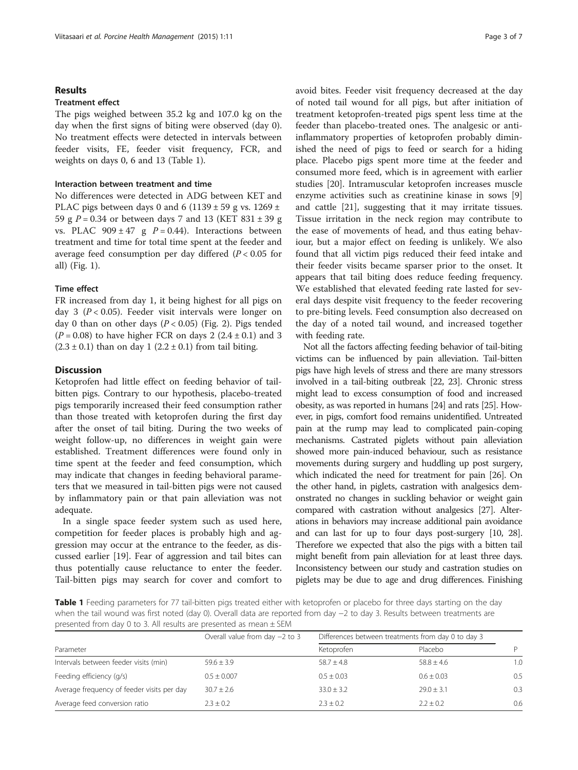## Results

### Treatment effect

The pigs weighed between 35.2 kg and 107.0 kg on the day when the first signs of biting were observed (day 0). No treatment effects were detected in intervals between feeder visits, FE, feeder visit frequency, FCR, and weights on days 0, 6 and 13 (Table 1).

### Interaction between treatment and time

No differences were detected in ADG between KET and PLAC pigs between days 0 and 6 (1139 ± 59 g vs. 1269 ± 59 g $P = 0.34$ or between days 7 and 13 (KET 831 ± 39 g vs. PLAC 909 ± 47 g $P = 0.44$). Interactions between treatment and time for total time spent at the feeder and average feed consumption per day differed ($P < 0.05$ for all) (Fig. 1).

### Time effect

FR increased from day 1, it being highest for all pigs on day 3 ($P < 0.05$). Feeder visit intervals were longer on day 0 than on other days ($P < 0.05$) (Fig. 2). Pigs tended ($P = 0.08$) to have higher FCR on days 2 (2.4 ± 0.1) and 3 (2.3 ± 0.1) than on day 1 (2.2 ± 0.1) from tail biting.

## Discussion

Ketoprofen had little effect on feeding behavior of tail-bitten pigs. Contrary to our hypothesis, placebo-treated pigs temporarily increased their feed consumption rather than those treated with ketoprofen during the first day after the onset of tail biting. During the two weeks of weight follow-up, no differences in weight gain were established. Treatment differences were found only in time spent at the feeder and feed consumption, which may indicate that changes in feeding behavioral parameters that we measured in tail-bitten pigs were not caused by inflammatory pain or that pain alleviation was not adequate.

In a single space feeder system such as used here, competition for feeder places is probably high and aggression may occur at the entrance to the feeder, as discussed earlier [19]. Fear of aggression and tail bites can thus potentially cause reluctance to enter the feeder. Tail-bitten pigs may search for cover and comfort to avoid bites. Feeder visit frequency decreased at the day of noted tail wound for all pigs, but after initiation of treatment ketoprofen-treated pigs spent less time at the feeder than placebo-treated ones. The analgesic or anti-inflammatory properties of ketoprofen probably diminished the need of pigs to feed or search for a hiding place. Placebo pigs spent more time at the feeder and consumed more feed, which is in agreement with earlier studies [20]. Intramuscular ketoprofen increases muscle enzyme activities such as creatinine kinase in sows [9] and cattle [21], suggesting that it may irritate tissues. Tissue irritation in the neck region may contribute to the ease of movements of head, and thus eating behaviour, but a major effect on feeding is unlikely. We also found that all victim pigs reduced their feed intake and their feeder visits became sparser prior to the onset. It appears that tail biting does reduce feeding frequency. We established that elevated feeding rate lasted for several days despite visit frequency to the feeder recovering to pre-biting levels. Feed consumption also decreased on the day of a noted tail wound, and increased together with feeding rate.

Not all the factors affecting feeding behavior of tail-biting victims can be influenced by pain alleviation. Tail-bitten pigs have high levels of stress and there are many stressors involved in a tail-biting outbreak [22, 23]. Chronic stress might lead to excess consumption of food and increased obesity, as was reported in humans [24] and rats [25]. However, in pigs, comfort food remains unidentified. Untreated pain at the rump may lead to complicated pain-coping mechanisms. Castrated piglets without pain alleviation showed more pain-induced behaviour, such as resistance movements during surgery and huddling up post surgery, which indicated the need for treatment for pain [26]. On the other hand, in piglets, castration with analgesics demonstrated no changes in suckling behavior or weight gain compared with castration without analgesics [27]. Alterations in behaviors may increase additional pain avoidance and can last for up to four days post-surgery [10, 28]. Therefore we expected that also the pigs with a bitten tail might benefit from pain alleviation for at least three days. Inconsistency between our study and castration studies on piglets may be due to age and drug differences. Finishing

**Table 1** Feeding parameters for 77 tail-bitten pigs treated either with ketoprofen or placebo for three days starting on the day when the tail wound was first noted (day 0). Overall data are reported from day −2 to day 3. Results between treatments are presented from day 0 to 3. All results are presented as mean ± SEM

| | Overall value from day −2 to 3 | Differences between treatments from day 0 to day 3 | | |
|---|---|---|---|---|
| Parameter | | Ketoprofen | Placebo | P |
| Intervals between feeder visits (min) | 59.6 ± 3.9 | 58.7 ± 4.8 | 58.8 ± 4.6 | 1.0 |
| Feeding efficiency (g/s) | 0.5 ± 0.007 | 0.5 ± 0.03 | 0.6 ± 0.03 | 0.5 |
| Average frequency of feeder visits per day | 30.7 ± 2.6 | 33.0 ± 3.2 | 29.0 ± 3.1 | 0.3 |
| Average feed conversion ratio | 2.3 ± 0.2 | 2.3 ± 0.2 | 2.2 ± 0.2 | 0.6 |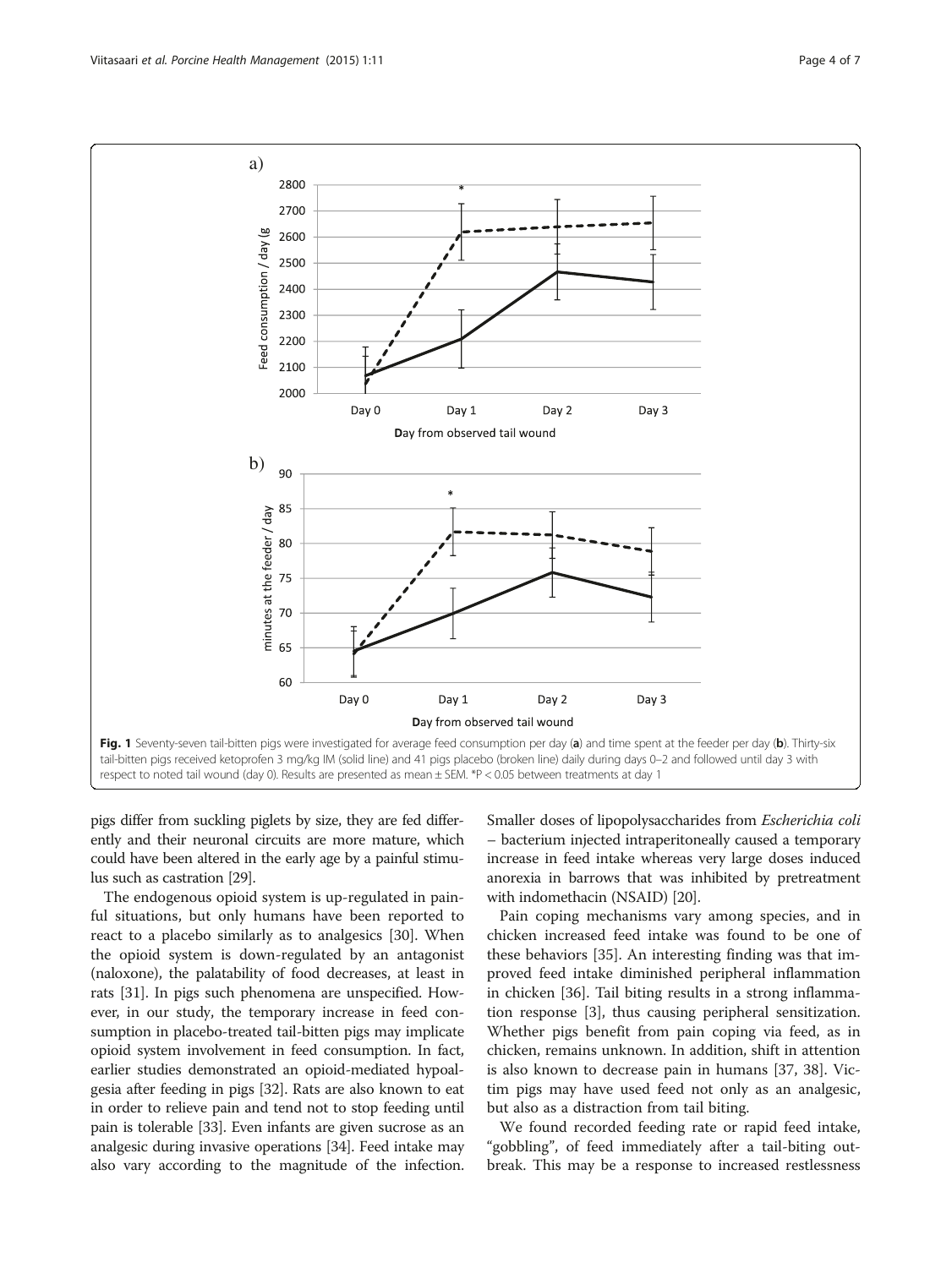Fig. 1 Seventy-seven tail-bitten pigs were investigated for average feed consumption per day (**a**) and time spent at the feeder per day (**b**). Thirty-six tail-bitten pigs received ketoprofen 3 mg/kg IM (solid line) and 41 pigs placebo (broken line) daily during days 0–2 and followed until day 3 with respect to noted tail wound (day 0). Results are presented as mean ± SEM. *P < 0.05 between treatments at day 1

pigs differ from suckling piglets by size, they are fed differently and their neuronal circuits are more mature, which could have been altered in the early age by a painful stimulus such as castration [29].

The endogenous opioid system is up-regulated in painful situations, but only humans have been reported to react to a placebo similarly as to analgesics [30]. When the opioid system is down-regulated by an antagonist (naloxone), the palatability of food decreases, at least in rats [31]. In pigs such phenomena are unspecified. However, in our study, the temporary increase in feed consumption in placebo-treated tail-bitten pigs may implicate opioid system involvement in feed consumption. In fact, earlier studies demonstrated an opioid-mediated hypoalgesia after feeding in pigs [32]. Rats are also known to eat in order to relieve pain and tend not to stop feeding until pain is tolerable [33]. Even infants are given sucrose as an analgesic during invasive operations [34]. Feed intake may also vary according to the magnitude of the infection. Smaller doses of lipopolysaccharides from *Escherichia coli* – bacterium injected intraperitoneally caused a temporary increase in feed intake whereas very large doses induced anorexia in barrows that was inhibited by pretreatment with indomethacin (NSAID) [20].

Pain coping mechanisms vary among species, and in chicken increased feed intake was found to be one of these behaviors [35]. An interesting finding was that improved feed intake diminished peripheral inflammation in chicken [36]. Tail biting results in a strong inflammation response [3], thus causing peripheral sensitization. Whether pigs benefit from pain coping via feed, as in chicken, remains unknown. In addition, shift in attention is also known to decrease pain in humans [37, 38]. Victim pigs may have used feed not only as an analgesic, but also as a distraction from tail biting.

We found recorded feeding rate or rapid feed intake, "gobbling", of feed immediately after a tail-biting outbreak. This may be a response to increased restlessness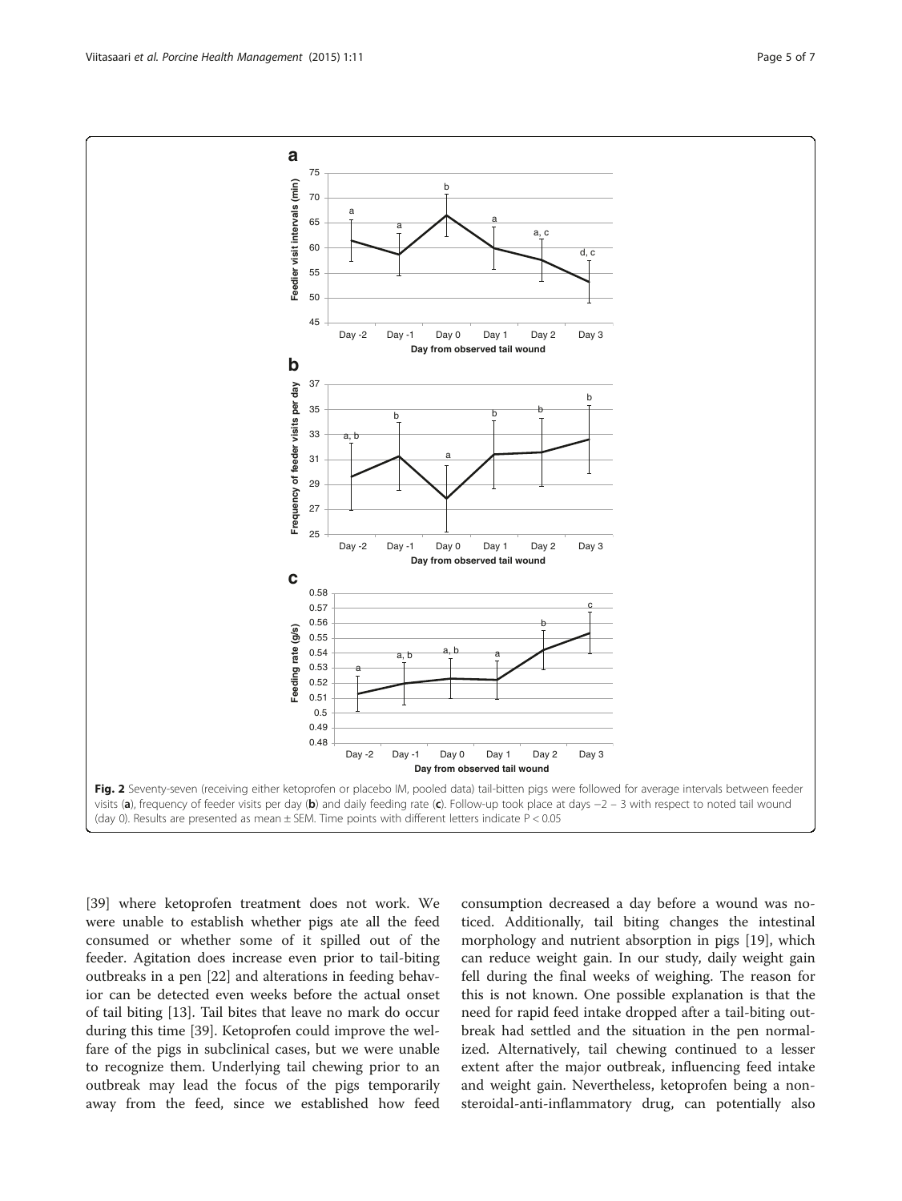Fig. 2 Seventy-seven (receiving either ketoprofen or placebo IM, pooled data) tail-bitten pigs were followed for average intervals between feeder visits (**a**), frequency of feeder visits per day (**b**) and daily feeding rate (**c**). Follow-up took place at days −2 – 3 with respect to noted tail wound (day 0). Results are presented as mean ± SEM. Time points with different letters indicate $P < 0.05$

[39] where ketoprofen treatment does not work. We were unable to establish whether pigs ate all the feed consumed or whether some of it spilled out of the feeder. Agitation does increase even prior to tail-biting outbreaks in a pen [22] and alterations in feeding behavior can be detected even weeks before the actual onset of tail biting [13]. Tail bites that leave no mark do occur during this time [39]. Ketoprofen could improve the welfare of the pigs in subclinical cases, but we were unable to recognize them. Underlying tail chewing prior to an outbreak may lead the focus of the pigs temporarily away from the feed, since we established how feed consumption decreased a day before a wound was noticed. Additionally, tail biting changes the intestinal morphology and nutrient absorption in pigs [19], which can reduce weight gain. In our study, daily weight gain fell during the final weeks of weighing. The reason for this is not known. One possible explanation is that the need for rapid feed intake dropped after a tail-biting outbreak had settled and the situation in the pen normalized. Alternatively, tail chewing continued to a lesser extent after the major outbreak, influencing feed intake and weight gain. Nevertheless, ketoprofen being a non-steroidal-anti-inflammatory drug, can potentially also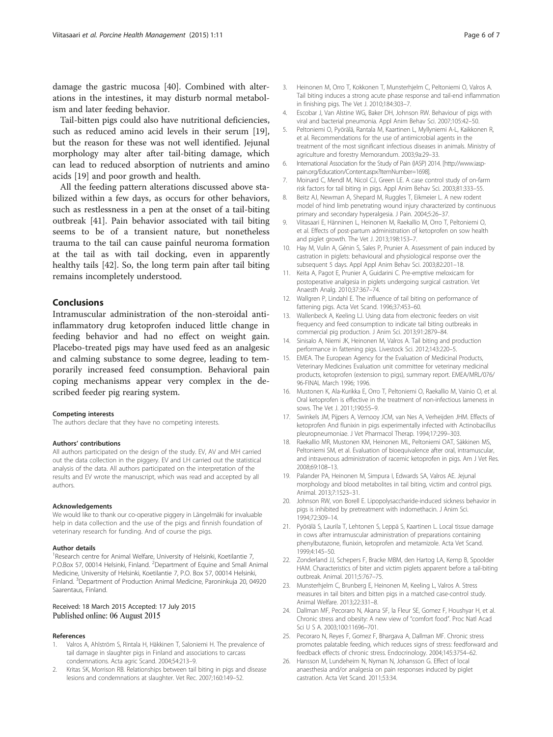damage the gastric mucosa [40]. Combined with alterations in the intestines, it may disturb normal metabolism and later feeding behavior.

Tail-bitten pigs could also have nutritional deficiencies, such as reduced amino acid levels in their serum [19], but the reason for these was not well identified. Jejunal morphology may alter after tail-biting damage, which can lead to reduced absorption of nutrients and amino acids [19] and poor growth and health.

All the feeding pattern alterations discussed above stabilized within a few days, as occurs for other behaviors, such as restlessness in a pen at the onset of a tail-biting outbreak [41]. Pain behavior associated with tail biting seems to be of a transient nature, but nonetheless trauma to the tail can cause painful neuroma formation at the tail as with tail docking, even in apparently healthy tails [42]. So, the long term pain after tail biting remains incompletely understood.

## Conclusions

Intramuscular administration of the non-steroidal anti-inflammatory drug ketoprofen induced little change in feeding behavior and had no effect on weight gain. Placebo-treated pigs may have used feed as an analgesic and calming substance to some degree, leading to temporarily increased feed consumption. Behavioral pain coping mechanisms appear very complex in the described feeder pig rearing system.

#### Competing interests

The authors declare that they have no competing interests.

#### Authors' contributions

All authors participated on the design of the study. EV, AV and MH carried out the data collection in the piggery. EV and LH carried out the statistical analysis of the data. All authors participated on the interpretation of the results and EV wrote the manuscript, which was read and accepted by all authors.

#### Acknowledgements

We would like to thank our co-operative piggery in Längelmäki for invaluable help in data collection and the use of the pigs and finnish foundation of veterinary research for funding. And of course the pigs.

#### Author details

[1]Research centre for Animal Welfare, University of Helsinki, Koetilantie 7, P.O.Box 57, 00014 Helsinki, Finland. [2]Department of Equine and Small Animal Medicine, University of Helsinki, Koetilantie 7, P.O. Box 57, 00014 Helsinki, Finland. [3]Department of Production Animal Medicine, Paroninkuja 20, 04920 Saarentaus, Finland.

Received: 18 March 2015 Accepted: 17 July 2015
Published online: 06 August 2015

#### References

1. Valros A, Ahlström S, Rintala H, Häkkinen T, Saloniemi H. The prevalence of tail damage in slaughter pigs in Finland and associations to carcass condemnations. Acta agric Scand. 2004;54:213–9.
2. Kritas SK, Morrison RB. Relationships between tail biting in pigs and disease lesions and condemnations at slaughter. Vet Rec. 2007;160:149–52.
3. Heinonen M, Orro T, Kokkonen T, Munsterhjelm C, Peltoniemi O, Valros A. Tail biting induces a strong acute phase response and tail-end inflammation in finishing pigs. The Vet J. 2010;184:303–7.
4. Escobar J, Van Alstine WG, Baker DH, Johnson RW. Behaviour of pigs with viral and bacterial pneumonia. Appl Anim Behav Sci. 2007;105:42–50.
5. Peltoniemi O, Pyörälä, Rantala M, Kaartinen L, Myllyniemi A-L, Kaikkonen R, et al. Recommendations for the use of antimicrobial agents in the treatment of the most significant infectious diseases in animals. Ministry of agriculture and forestry Memorandum. 2003;9a:29–33.
6. International Association for the Study of Pain (IASP) 2014. [http://www.iasp-pain.org/Education/Content.aspx?ItemNumber=1698].
7. Moinard C, Mendl M, Nicol CJ, Green LE. A case control study of on-farm risk factors for tail biting in pigs. Appl Anim Behav Sci. 2003;81:333–55.
8. Beitz AJ, Newman A, Shepard M, Ruggles T, Eikmeier L. A new rodent model of hind limb penetrating wound injury characterized by continuous primary and secondary hyperalgesia. J Pain. 2004;5:26–37.
9. Viitasaari E, Hänninen L, Heinonen M, Raekallio M, Orro T, Peltoniemi O, et al. Effects of post-partum administration of ketoprofen on sow health and piglet growth. The Vet J. 2013;198:153–7.
10. Hay M, Vulin A, Génin S, Sales P, Prunier A. Assessment of pain induced by castration in piglets: behavioural and physiological response over the subsequent 5 days. Appl Appl Anim Behav Sci. 2003;82:201–18.
11. Keita A, Pagot E, Prunier A, Guidarini C. Pre-emptive meloxicam for postoperative analgesia in piglets undergoing surgical castration. Vet Anaesth Analg. 2010;37:367–74.
12. Wallgren P, Lindahl E. The influence of tail biting on performance of fattening pigs. Acta Vet Scand. 1996;37:453–60.
13. Wallenbeck A, Keeling LJ. Using data from electronic feeders on visit frequency and feed consumption to indicate tail biting outbreaks in commercial pig production. J Anim Sci. 2013;91:2879–84.
14. Sinisalo A, Niemi JK, Heinonen M, Valros A. Tail biting and production performance in fattening pigs. Livestock Sci. 2012;143:220–5.
15. EMEA. The European Agency for the Evaluation of Medicinal Products, Veterinary Medicines Evaluation unit committee for veterinary medicinal products, ketoprofen (extension to pigs), summary report. EMEA/MRL/076/96-FINAL March 1996; 1996.
16. Mustonen K, Ala-Kurikka E, Orro T, Peltoniemi O, Raekallio M, Vainio O, et al. Oral ketoprofen is effective in the treatment of non-infectious lameness in sows. The Vet J. 2011;190:55–9.
17. Swinkels JM, Pijpers A, Vernooy JCM, van Nes A, Verheijden JHM. Effects of ketoprofen And flunixin in pigs experimentally infected with Actinobacillus pleuropneumoniae. J Vet Pharmacol Therap. 1994;17:299–303.
18. Raekallio MR, Mustonen KM, Heinonen ML, Peltoniemi OAT, Säkkinen MS, Peltoniemi SM, et al. Evaluation of bioequivalence after oral, intramuscular, and intravenous administration of racemic ketoprofen in pigs. Am J Vet Res. 2008;69:108–13.
19. Palander PA, Heinonen M, Simpura I, Edwards SA, Valros AE. Jejunal morphology and blood metabolites in tail biting, victim and control pigs. Animal. 2013;7:1523–31.
20. Johnson RW, von Borell E. Lipopolysaccharide-induced sickness behavior in pigs is inhibited by pretreatment with indomethacin. J Anim Sci. 1994;72:309–14.
21. Pyörälä S, Laurila T, Lehtonen S, Leppä S, Kaartinen L. Local tissue damage in cows after intramuscular administration of preparations containing phenylbutazone, flunixin, ketoprofen and metamizole. Acta Vet Scand. 1999;4:145–50.
22. Zonderland JJ, Schepers F, Bracke MBM, den Hartog LA, Kemp B, Spoolder HAM. Characteristics of biter and victim piglets apparent before a tail-biting outbreak. Animal. 2011;5:767–75.
23. Munsterhjelm C, Brunberg E, Heinonen M, Keeling L, Valros A. Stress measures in tail biters and bitten pigs in a matched case-control study. Animal Welfare. 2013;22:331–8.
24. Dallman MF, Pecoraro N, Akana SF, la Fleur SE, Gomez F, Houshyar H, et al. Chronic stress and obesity: A new view of "comfort food". Proc Natl Acad Sci U S A. 2003;100:11696–701.
25. Pecoraro N, Reyes F, Gomez F, Bhargava A, Dallman MF. Chronic stress promotes palatable feeding, which reduces signs of stress: feedforward and feedback effects of chronic stress. Endocrinology. 2004;145:3754–62.
26. Hansson M, Lundeheim N, Nyman N, Johansson G. Effect of local anaesthesia and/or analgesia on pain responses induced by piglet castration. Acta Vet Scand. 2011;53:34.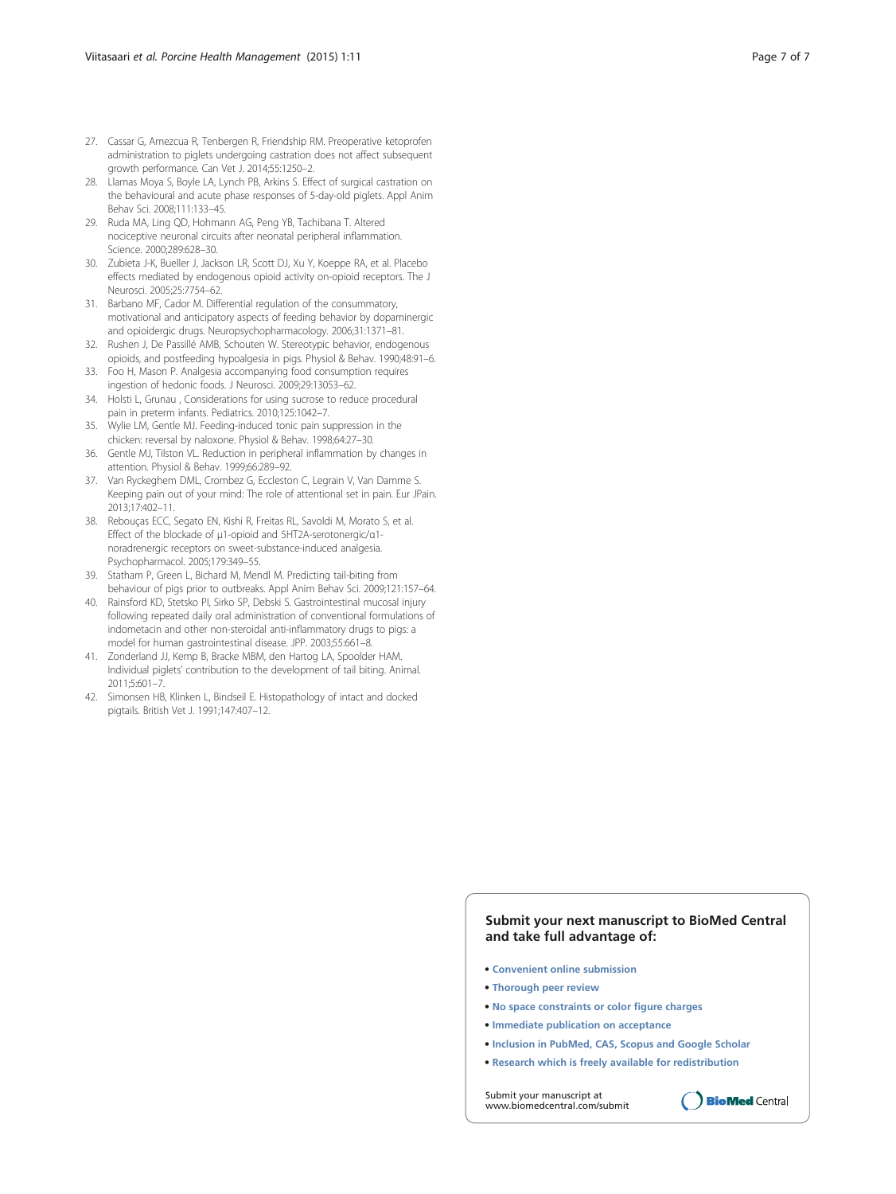27. Cassar G, Amezcua R, Tenbergen R, Friendship RM. Preoperative ketoprofen administration to piglets undergoing castration does not affect subsequent growth performance. Can Vet J. 2014;55:1250–2.
28. Llamas Moya S, Boyle LA, Lynch PB, Arkins S. Effect of surgical castration on the behavioural and acute phase responses of 5-day-old piglets. Appl Anim Behav Sci. 2008;111:133–45.
29. Ruda MA, Ling QD, Hohmann AG, Peng YB, Tachibana T. Altered nociceptive neuronal circuits after neonatal peripheral inflammation. Science. 2000;289:628–30.
30. Zubieta J-K, Bueller J, Jackson LR, Scott DJ, Xu Y, Koeppe RA, et al. Placebo effects mediated by endogenous opioid activity on-opioid receptors. The J Neurosci. 2005;25:7754–62.
31. Barbano MF, Cador M. Differential regulation of the consummatory, motivational and anticipatory aspects of feeding behavior by dopaminergic and opioidergic drugs. Neuropsychopharmacology. 2006;31:1371–81.
32. Rushen J, De Passillé AMB, Schouten W. Stereotypic behavior, endogenous opioids, and postfeeding hypoalgesia in pigs. Physiol & Behav. 1990;48:91–6.
33. Foo H, Mason P. Analgesia accompanying food consumption requires ingestion of hedonic foods. J Neurosci. 2009;29:13053–62.
34. Holsti L, Grunau , Considerations for using sucrose to reduce procedural pain in preterm infants. Pediatrics. 2010;125:1042–7.
35. Wylie LM, Gentle MJ. Feeding-induced tonic pain suppression in the chicken: reversal by naloxone. Physiol & Behav. 1998;64:27–30.
36. Gentle MJ, Tilston VL. Reduction in peripheral inflammation by changes in attention. Physiol & Behav. 1999;66:289–92.
37. Van Ryckeghem DML, Crombez G, Eccleston C, Legrain V, Van Damme S. Keeping pain out of your mind: The role of attentional set in pain. Eur JPain. 2013;17:402–11.
38. Rebouças ECC, Segato EN, Kishi R, Freitas RL, Savoldi M, Morato S, et al. Effect of the blockade of μ1-opioid and 5HT2A-serotonergic/α1-noradrenergic receptors on sweet-substance-induced analgesia. Psychopharmacol. 2005;179:349–55.
39. Statham P, Green L, Bichard M, Mendl M. Predicting tail-biting from behaviour of pigs prior to outbreaks. Appl Anim Behav Sci. 2009;121:157–64.
40. Rainsford KD, Stetsko PI, Sirko SP, Debski S. Gastrointestinal mucosal injury following repeated daily oral administration of conventional formulations of indometacin and other non-steroidal anti-inflammatory drugs to pigs: a model for human gastrointestinal disease. JPP. 2003;55:661–8.
41. Zonderland JJ, Kemp B, Bracke MBM, den Hartog LA, Spoolder HAM. Individual piglets' contribution to the development of tail biting. Animal. 2011;5:601–7.
42. Simonsen HB, Klinken L, Bindseil E. Histopathology of intact and docked pigtails. British Vet J. 1991;147:407–12.

**Submit your next manuscript to BioMed Central and take full advantage of:**

- **Convenient online submission**
- **Thorough peer review**
- **No space constraints or color figure charges**
- **Immediate publication on acceptance**
- **Inclusion in PubMed, CAS, Scopus and Google Scholar**
- **Research which is freely available for redistribution**

Submit your manuscript at
www.biomedcentral.com/submit

BioMed Central